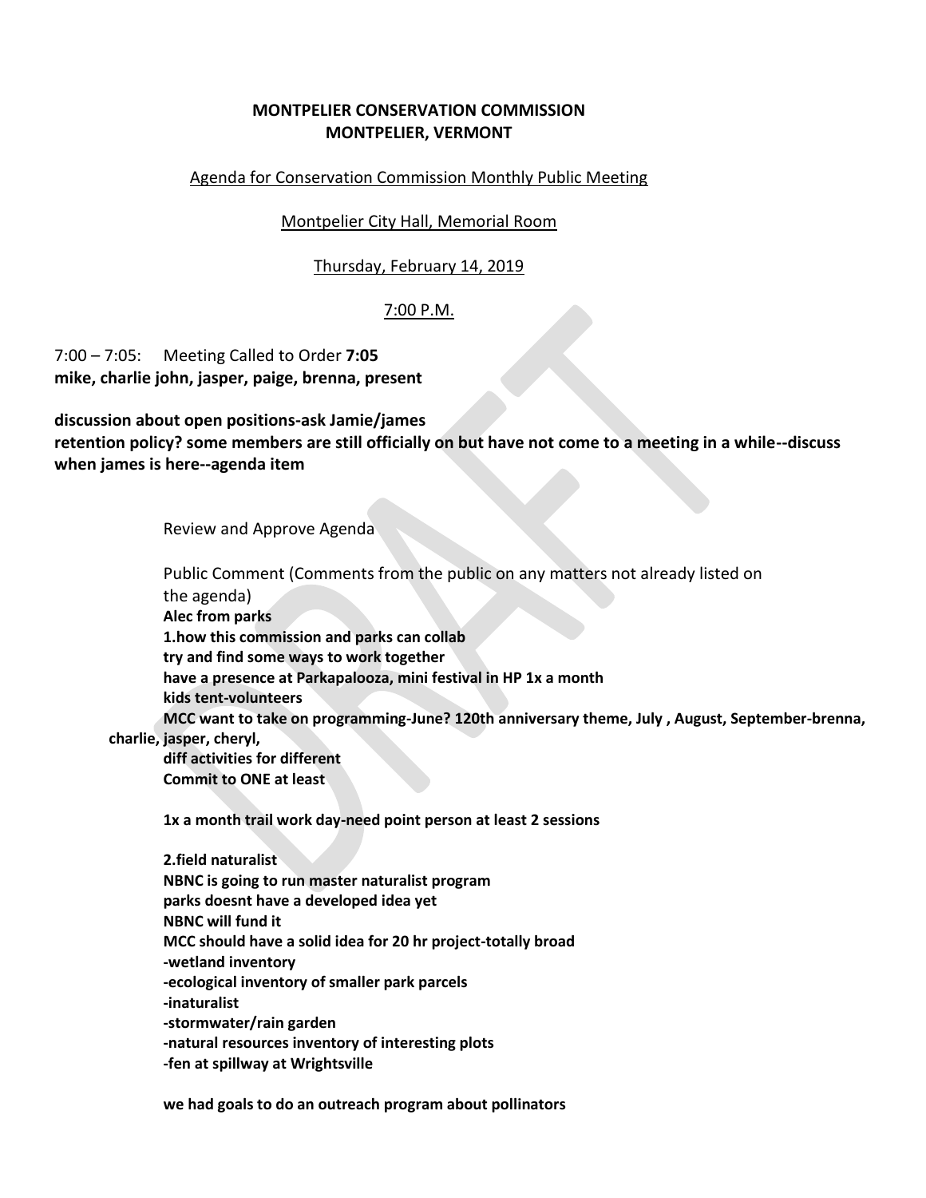**MONTPELIER CONSERVATION COMMISSION**
**MONTPELIER, VERMONT**

Agenda for Conservation Commission Monthly Public Meeting

Montpelier City Hall, Memorial Room

Thursday, February 14, 2019

7:00 P.M.

7:00 – 7:05: Meeting Called to Order **7:05**
**mike, charlie john, jasper, paige, brenna, present**

**discussion about open positions-ask Jamie/james**
**retention policy? some members are still officially on but have not come to a meeting in a while--discuss when james is here--agenda item**

Review and Approve Agenda

Public Comment (Comments from the public on any matters not already listed on the agenda)
**Alec from parks**
**1.how this commission and parks can collab**
**try and find some ways to work together**
**have a presence at Parkapalooza, mini festival in HP 1x a month**
**kids tent-volunteers**
**MCC want to take on programming-June? 120th anniversary theme, July , August, September-brenna, charlie, jasper, cheryl,**
**diff activities for different**
**Commit to ONE at least**

**1x a month trail work day-need point person at least 2 sessions**

**2.field naturalist**
**NBNC is going to run master naturalist program**
**parks doesnt have a developed idea yet**
**NBNC will fund it**
**MCC should have a solid idea for 20 hr project-totally broad**
**-wetland inventory**
**-ecological inventory of smaller park parcels**
**-inaturalist**
**-stormwater/rain garden**
**-natural resources inventory of interesting plots**
**-fen at spillway at Wrightsville**

**we had goals to do an outreach program about pollinators**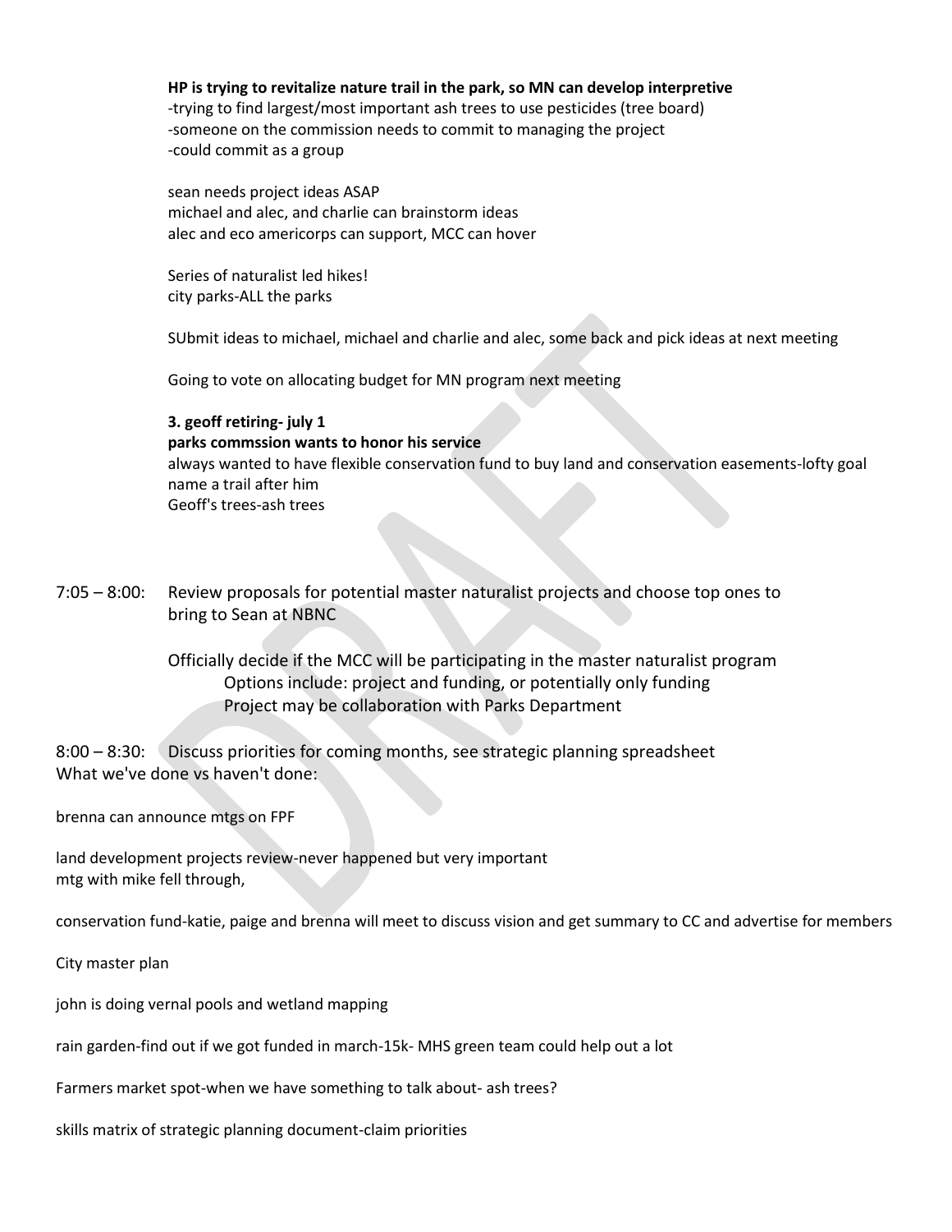**HP is trying to revitalize nature trail in the park, so MN can develop interpretive**
-trying to find largest/most important ash trees to use pesticides (tree board)
-someone on the commission needs to commit to managing the project
-could commit as a group

sean needs project ideas ASAP
michael and alec, and charlie can brainstorm ideas
alec and eco americorps can support, MCC can hover

Series of naturalist led hikes!
city parks-ALL the parks

SUbmit ideas to michael, michael and charlie and alec, some back and pick ideas at next meeting

Going to vote on allocating budget for MN program next meeting

**3. geoff retiring- july 1**
**parks commssion wants to honor his service**
always wanted to have flexible conservation fund to buy land and conservation easements-lofty goal
name a trail after him
Geoff's trees-ash trees

7:05 – 8:00: Review proposals for potential master naturalist projects and choose top ones to bring to Sean at NBNC

Officially decide if the MCC will be participating in the master naturalist program
- Options include: project and funding, or potentially only funding
- Project may be collaboration with Parks Department

8:00 – 8:30: Discuss priorities for coming months, see strategic planning spreadsheet
What we've done vs haven't done:

brenna can announce mtgs on FPF

land development projects review-never happened but very important
mtg with mike fell through,

conservation fund-katie, paige and brenna will meet to discuss vision and get summary to CC and advertise for members

City master plan

john is doing vernal pools and wetland mapping

rain garden-find out if we got funded in march-15k- MHS green team could help out a lot

Farmers market spot-when we have something to talk about- ash trees?

skills matrix of strategic planning document-claim priorities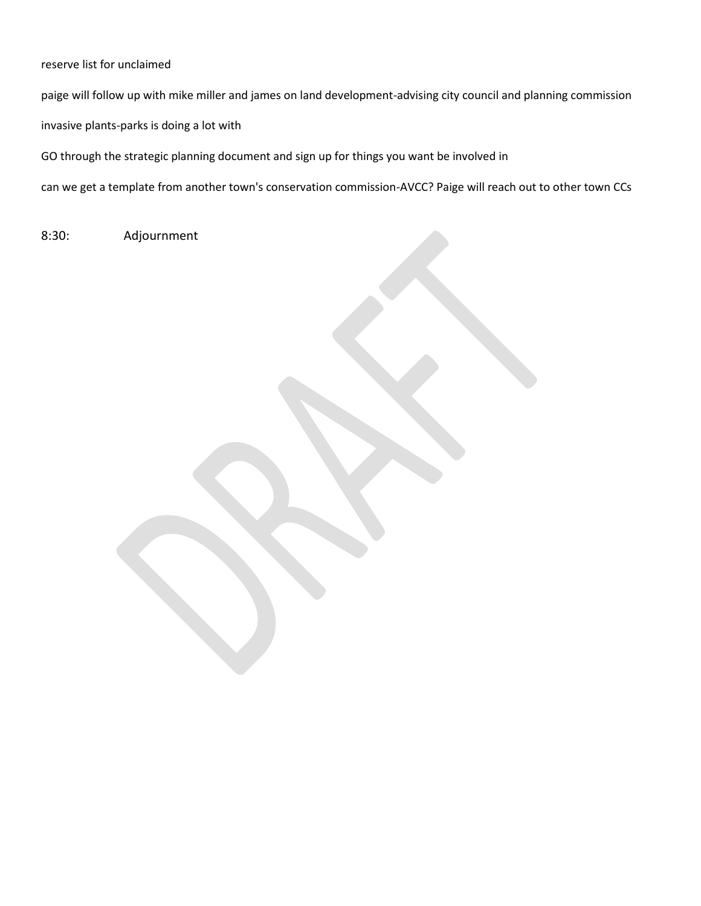reserve list for unclaimed

paige will follow up with mike miller and james on land development-advising city council and planning commission

invasive plants-parks is doing a lot with

GO through the strategic planning document and sign up for things you want be involved in

can we get a template from another town's conservation commission-AVCC? Paige will reach out to other town CCs

8:30: Adjournment